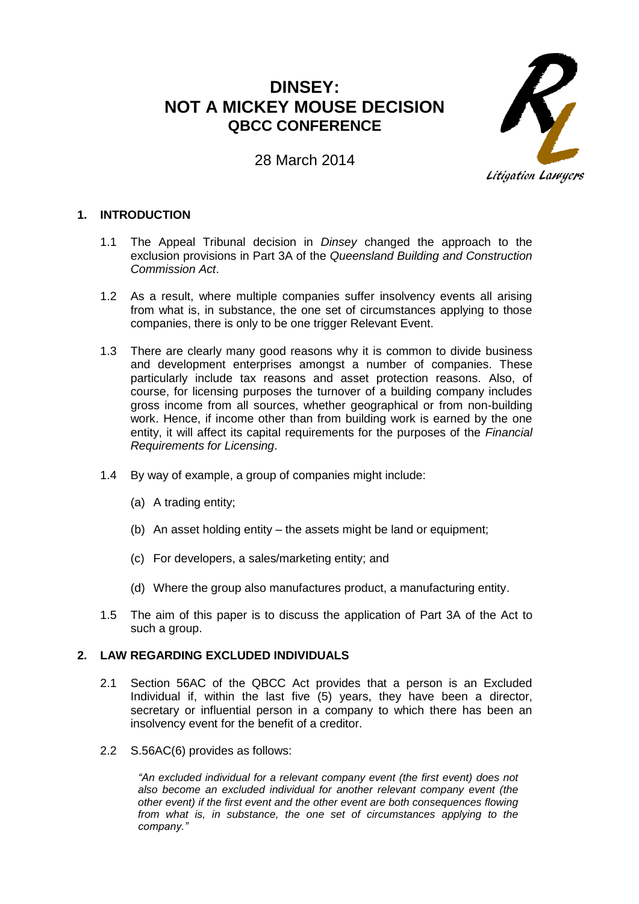# DINSEY: NOT A MICKEY MOUSE DECISION

## QBCC CONFERENCE

28 March 2014

Litigation Lawyers

## 1. INTRODUCTION

1.1 The Appeal Tribunal decision in *Dinsey* changed the approach to the exclusion provisions in Part 3A of the *Queensland Building and Construction Commission Act*.

1.2 As a result, where multiple companies suffer insolvency events all arising from what is, in substance, the one set of circumstances applying to those companies, there is only to be one trigger Relevant Event.

1.3 There are clearly many good reasons why it is common to divide business and development enterprises amongst a number of companies. These particularly include tax reasons and asset protection reasons. Also, of course, for licensing purposes the turnover of a building company includes gross income from all sources, whether geographical or from non-building work. Hence, if income other than from building work is earned by the one entity, it will affect its capital requirements for the purposes of the *Financial Requirements for Licensing*.

1.4 By way of example, a group of companies might include:

(a) A trading entity;

(b) An asset holding entity – the assets might be land or equipment;

(c) For developers, a sales/marketing entity; and

(d) Where the group also manufactures product, a manufacturing entity.

1.5 The aim of this paper is to discuss the application of Part 3A of the Act to such a group.

## 2. LAW REGARDING EXCLUDED INDIVIDUALS

2.1 Section 56AC of the QBCC Act provides that a person is an Excluded Individual if, within the last five (5) years, they have been a director, secretary or influential person in a company to which there has been an insolvency event for the benefit of a creditor.

2.2 S.56AC(6) provides as follows:

> *"An excluded individual for a relevant company event (the first event) does not also become an excluded individual for another relevant company event (the other event) if the first event and the other event are both consequences flowing from what is, in substance, the one set of circumstances applying to the company."*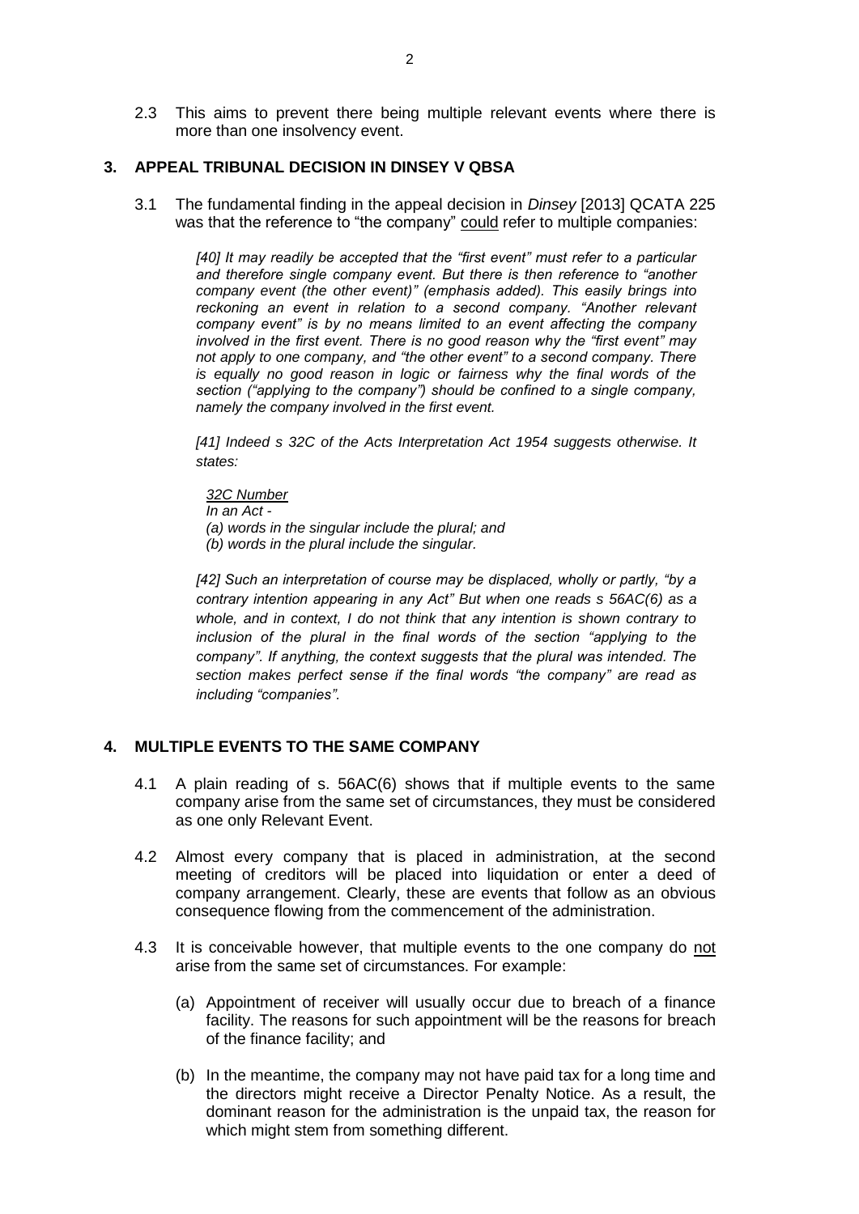2.3 This aims to prevent there being multiple relevant events where there is more than one insolvency event.

## 3. APPEAL TRIBUNAL DECISION IN DINSEY V QBSA

3.1 The fundamental finding in the appeal decision in *Dinsey* [2013] QCATA 225 was that the reference to "the company" could refer to multiple companies:

> *[40] It may readily be accepted that the "first event" must refer to a particular and therefore single company event. But there is then reference to "another company event (the other event)" (emphasis added). This easily brings into reckoning an event in relation to a second company. "Another relevant company event" is by no means limited to an event affecting the company involved in the first event. There is no good reason why the "first event" may not apply to one company, and "the other event" to a second company. There is equally no good reason in logic or fairness why the final words of the section ("applying to the company") should be confined to a single company, namely the company involved in the first event.*
>
> *[41] Indeed s 32C of the Acts Interpretation Act 1954 suggests otherwise. It states:*
>
> *32C Number*
> *In an Act -*
> *(a) words in the singular include the plural; and*
> *(b) words in the plural include the singular.*
>
> *[42] Such an interpretation of course may be displaced, wholly or partly, "by a contrary intention appearing in any Act" But when one reads s 56AC(6) as a whole, and in context, I do not think that any intention is shown contrary to inclusion of the plural in the final words of the section "applying to the company". If anything, the context suggests that the plural was intended. The section makes perfect sense if the final words "the company" are read as including "companies".*

## 4. MULTIPLE EVENTS TO THE SAME COMPANY

4.1 A plain reading of s. 56AC(6) shows that if multiple events to the same company arise from the same set of circumstances, they must be considered as one only Relevant Event.

4.2 Almost every company that is placed in administration, at the second meeting of creditors will be placed into liquidation or enter a deed of company arrangement. Clearly, these are events that follow as an obvious consequence flowing from the commencement of the administration.

4.3 It is conceivable however, that multiple events to the one company do not arise from the same set of circumstances. For example:

(a) Appointment of receiver will usually occur due to breach of a finance facility. The reasons for such appointment will be the reasons for breach of the finance facility; and

(b) In the meantime, the company may not have paid tax for a long time and the directors might receive a Director Penalty Notice. As a result, the dominant reason for the administration is the unpaid tax, the reason for which might stem from something different.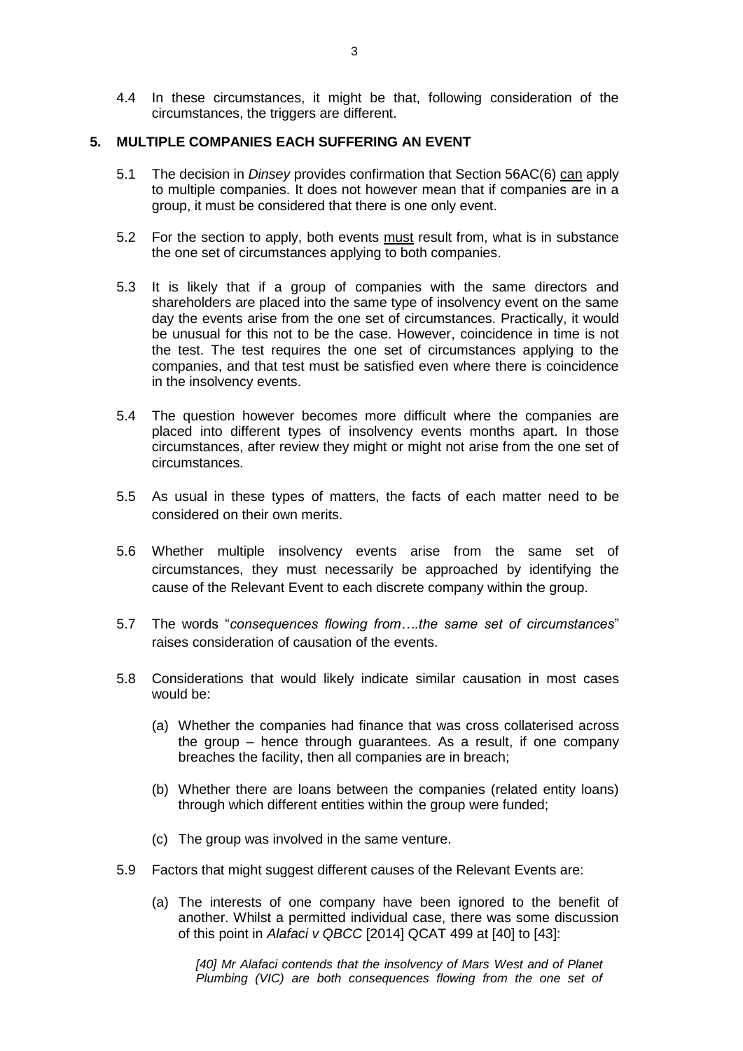4.4 In these circumstances, it might be that, following consideration of the circumstances, the triggers are different.

## 5. MULTIPLE COMPANIES EACH SUFFERING AN EVENT

5.1 The decision in *Dinsey* provides confirmation that Section 56AC(6) can apply to multiple companies. It does not however mean that if companies are in a group, it must be considered that there is one only event.

5.2 For the section to apply, both events must result from, what is in substance the one set of circumstances applying to both companies.

5.3 It is likely that if a group of companies with the same directors and shareholders are placed into the same type of insolvency event on the same day the events arise from the one set of circumstances. Practically, it would be unusual for this not to be the case. However, coincidence in time is not the test. The test requires the one set of circumstances applying to the companies, and that test must be satisfied even where there is coincidence in the insolvency events.

5.4 The question however becomes more difficult where the companies are placed into different types of insolvency events months apart. In those circumstances, after review they might or might not arise from the one set of circumstances.

5.5 As usual in these types of matters, the facts of each matter need to be considered on their own merits.

5.6 Whether multiple insolvency events arise from the same set of circumstances, they must necessarily be approached by identifying the cause of the Relevant Event to each discrete company within the group.

5.7 The words "*consequences flowing from….the same set of circumstances*" raises consideration of causation of the events.

5.8 Considerations that would likely indicate similar causation in most cases would be:

(a) Whether the companies had finance that was cross collaterised across the group – hence through guarantees. As a result, if one company breaches the facility, then all companies are in breach;

(b) Whether there are loans between the companies (related entity loans) through which different entities within the group were funded;

(c) The group was involved in the same venture.

5.9 Factors that might suggest different causes of the Relevant Events are:

(a) The interests of one company have been ignored to the benefit of another. Whilst a permitted individual case, there was some discussion of this point in *Alafaci v QBCC* [2014] QCAT 499 at [40] to [43]:

> *[40] Mr Alafaci contends that the insolvency of Mars West and of Planet Plumbing (VIC) are both consequences flowing from the one set of*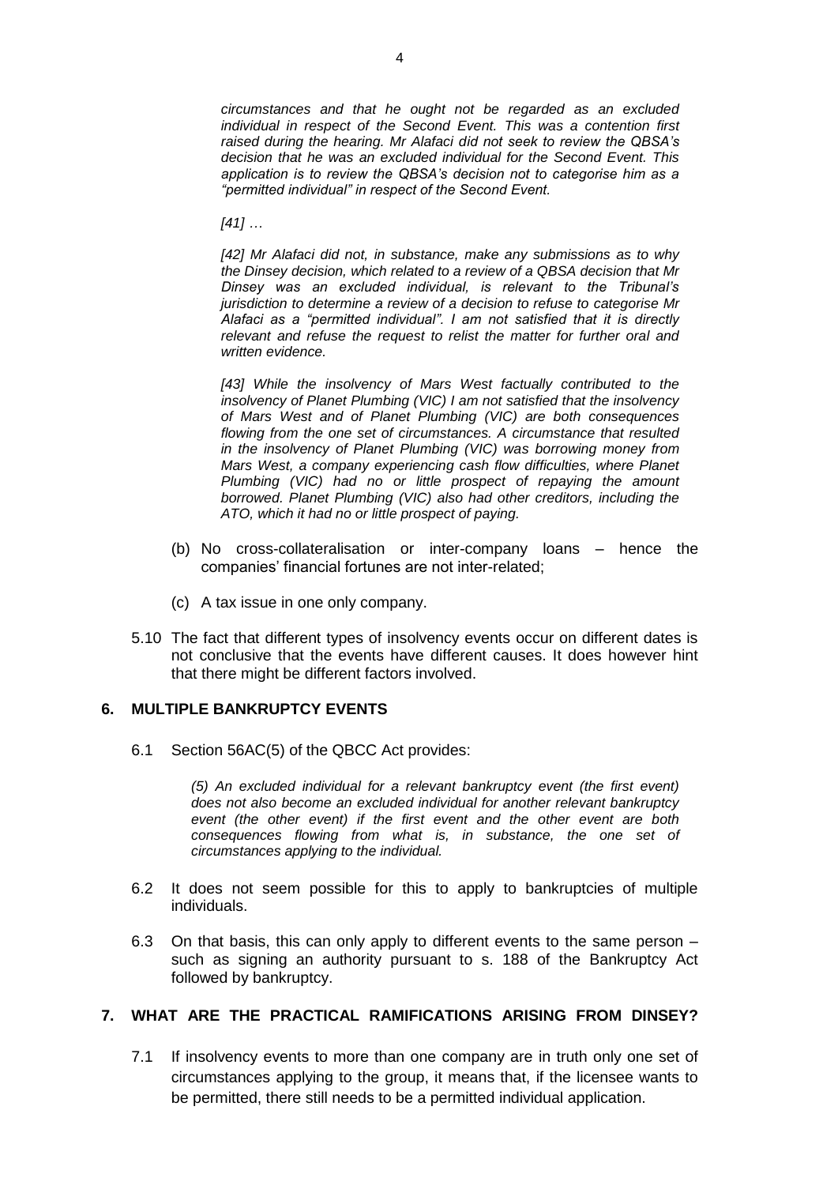*circumstances and that he ought not be regarded as an excluded individual in respect of the Second Event. This was a contention first raised during the hearing. Mr Alafaci did not seek to review the QBSA's decision that he was an excluded individual for the Second Event. This application is to review the QBSA's decision not to categorise him as a "permitted individual" in respect of the Second Event.*

> *[41] …*
>
> *[42] Mr Alafaci did not, in substance, make any submissions as to why the Dinsey decision, which related to a review of a QBSA decision that Mr Dinsey was an excluded individual, is relevant to the Tribunal's jurisdiction to determine a review of a decision to refuse to categorise Mr Alafaci as a "permitted individual". I am not satisfied that it is directly relevant and refuse the request to relist the matter for further oral and written evidence.*
>
> *[43] While the insolvency of Mars West factually contributed to the insolvency of Planet Plumbing (VIC) I am not satisfied that the insolvency of Mars West and of Planet Plumbing (VIC) are both consequences flowing from the one set of circumstances. A circumstance that resulted in the insolvency of Planet Plumbing (VIC) was borrowing money from Mars West, a company experiencing cash flow difficulties, where Planet Plumbing (VIC) had no or little prospect of repaying the amount borrowed. Planet Plumbing (VIC) also had other creditors, including the ATO, which it had no or little prospect of paying.*

(b) No cross-collateralisation or inter-company loans – hence the companies' financial fortunes are not inter-related;

(c) A tax issue in one only company.

5.10 The fact that different types of insolvency events occur on different dates is not conclusive that the events have different causes. It does however hint that there might be different factors involved.

## 6. MULTIPLE BANKRUPTCY EVENTS

6.1 Section 56AC(5) of the QBCC Act provides:

> *(5) An excluded individual for a relevant bankruptcy event (the first event) does not also become an excluded individual for another relevant bankruptcy event (the other event) if the first event and the other event are both consequences flowing from what is, in substance, the one set of circumstances applying to the individual.*

6.2 It does not seem possible for this to apply to bankruptcies of multiple individuals.

6.3 On that basis, this can only apply to different events to the same person – such as signing an authority pursuant to s. 188 of the Bankruptcy Act followed by bankruptcy.

## 7. WHAT ARE THE PRACTICAL RAMIFICATIONS ARISING FROM DINSEY?

7.1 If insolvency events to more than one company are in truth only one set of circumstances applying to the group, it means that, if the licensee wants to be permitted, there still needs to be a permitted individual application.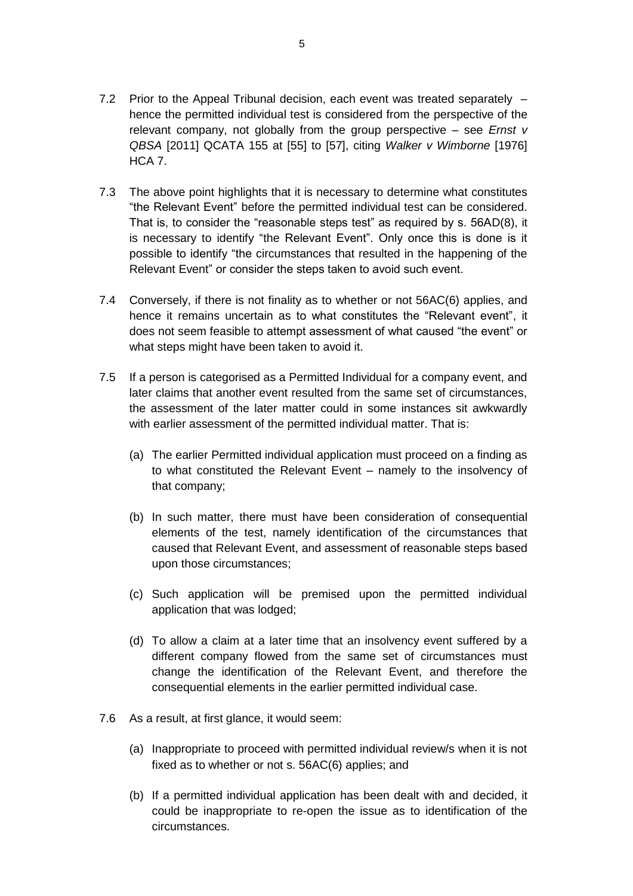7.2 Prior to the Appeal Tribunal decision, each event was treated separately – hence the permitted individual test is considered from the perspective of the relevant company, not globally from the group perspective – see *Ernst v QBSA* [2011] QCATA 155 at [55] to [57], citing *Walker v Wimborne* [1976] HCA 7.

7.3 The above point highlights that it is necessary to determine what constitutes "the Relevant Event" before the permitted individual test can be considered. That is, to consider the "reasonable steps test" as required by s. 56AD(8), it is necessary to identify "the Relevant Event". Only once this is done is it possible to identify "the circumstances that resulted in the happening of the Relevant Event" or consider the steps taken to avoid such event.

7.4 Conversely, if there is not finality as to whether or not 56AC(6) applies, and hence it remains uncertain as to what constitutes the "Relevant event", it does not seem feasible to attempt assessment of what caused "the event" or what steps might have been taken to avoid it.

7.5 If a person is categorised as a Permitted Individual for a company event, and later claims that another event resulted from the same set of circumstances, the assessment of the later matter could in some instances sit awkwardly with earlier assessment of the permitted individual matter. That is:

(a) The earlier Permitted individual application must proceed on a finding as to what constituted the Relevant Event – namely to the insolvency of that company;

(b) In such matter, there must have been consideration of consequential elements of the test, namely identification of the circumstances that caused that Relevant Event, and assessment of reasonable steps based upon those circumstances;

(c) Such application will be premised upon the permitted individual application that was lodged;

(d) To allow a claim at a later time that an insolvency event suffered by a different company flowed from the same set of circumstances must change the identification of the Relevant Event, and therefore the consequential elements in the earlier permitted individual case.

7.6 As a result, at first glance, it would seem:

(a) Inappropriate to proceed with permitted individual review/s when it is not fixed as to whether or not s. 56AC(6) applies; and

(b) If a permitted individual application has been dealt with and decided, it could be inappropriate to re-open the issue as to identification of the circumstances.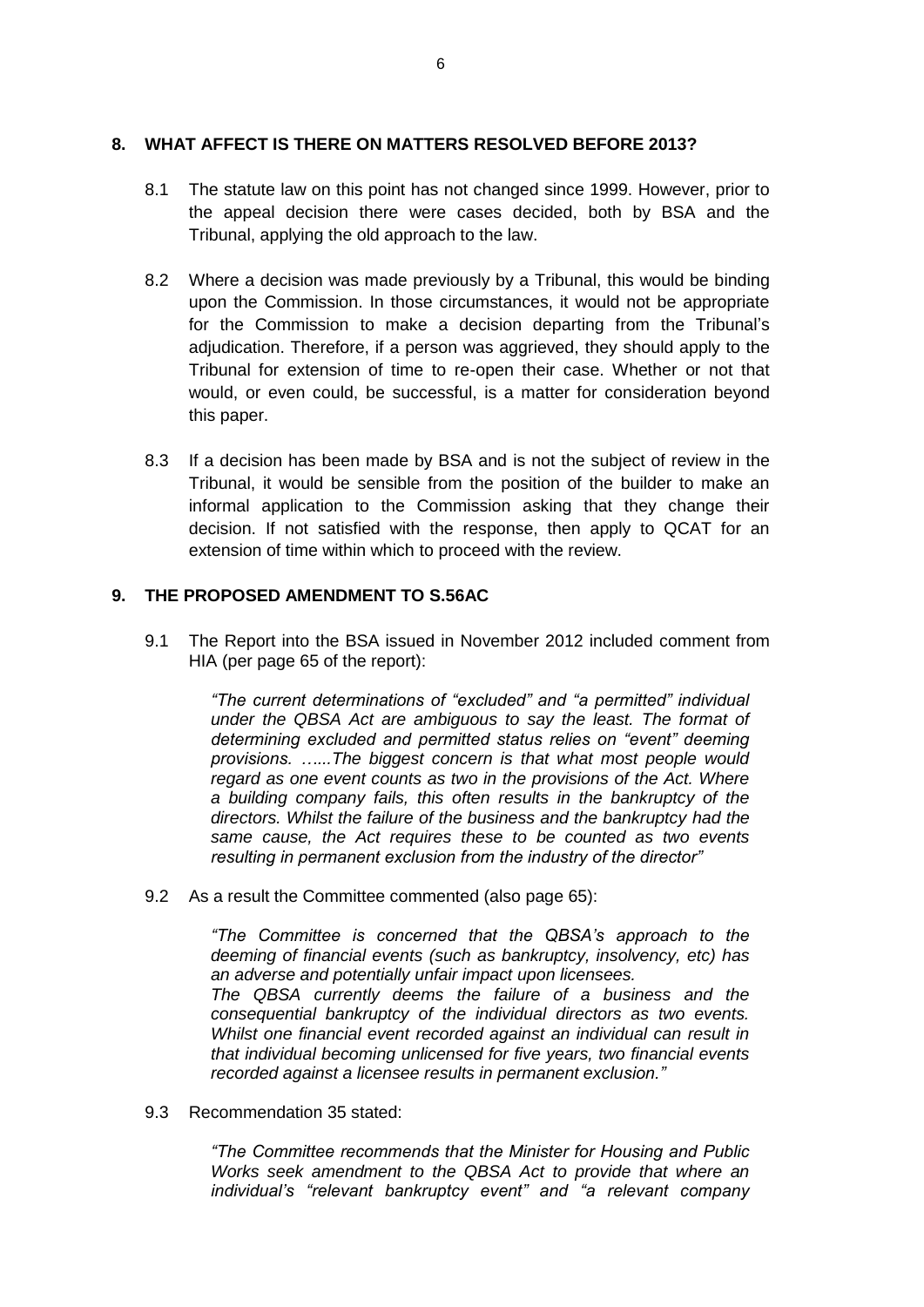## 8. WHAT AFFECT IS THERE ON MATTERS RESOLVED BEFORE 2013?

8.1 The statute law on this point has not changed since 1999. However, prior to the appeal decision there were cases decided, both by BSA and the Tribunal, applying the old approach to the law.

8.2 Where a decision was made previously by a Tribunal, this would be binding upon the Commission. In those circumstances, it would not be appropriate for the Commission to make a decision departing from the Tribunal's adjudication. Therefore, if a person was aggrieved, they should apply to the Tribunal for extension of time to re-open their case. Whether or not that would, or even could, be successful, is a matter for consideration beyond this paper.

8.3 If a decision has been made by BSA and is not the subject of review in the Tribunal, it would be sensible from the position of the builder to make an informal application to the Commission asking that they change their decision. If not satisfied with the response, then apply to QCAT for an extension of time within which to proceed with the review.

## 9. THE PROPOSED AMENDMENT TO S.56AC

9.1 The Report into the BSA issued in November 2012 included comment from HIA (per page 65 of the report):

> *"The current determinations of "excluded" and "a permitted" individual under the QBSA Act are ambiguous to say the least. The format of determining excluded and permitted status relies on "event" deeming provisions. …...The biggest concern is that what most people would regard as one event counts as two in the provisions of the Act. Where a building company fails, this often results in the bankruptcy of the directors. Whilst the failure of the business and the bankruptcy had the same cause, the Act requires these to be counted as two events resulting in permanent exclusion from the industry of the director"*

9.2 As a result the Committee commented (also page 65):

> *"The Committee is concerned that the QBSA's approach to the deeming of financial events (such as bankruptcy, insolvency, etc) has an adverse and potentially unfair impact upon licensees.*
> *The QBSA currently deems the failure of a business and the consequential bankruptcy of the individual directors as two events. Whilst one financial event recorded against an individual can result in that individual becoming unlicensed for five years, two financial events recorded against a licensee results in permanent exclusion."*

9.3 Recommendation 35 stated:

> *"The Committee recommends that the Minister for Housing and Public Works seek amendment to the QBSA Act to provide that where an individual's "relevant bankruptcy event" and "a relevant company*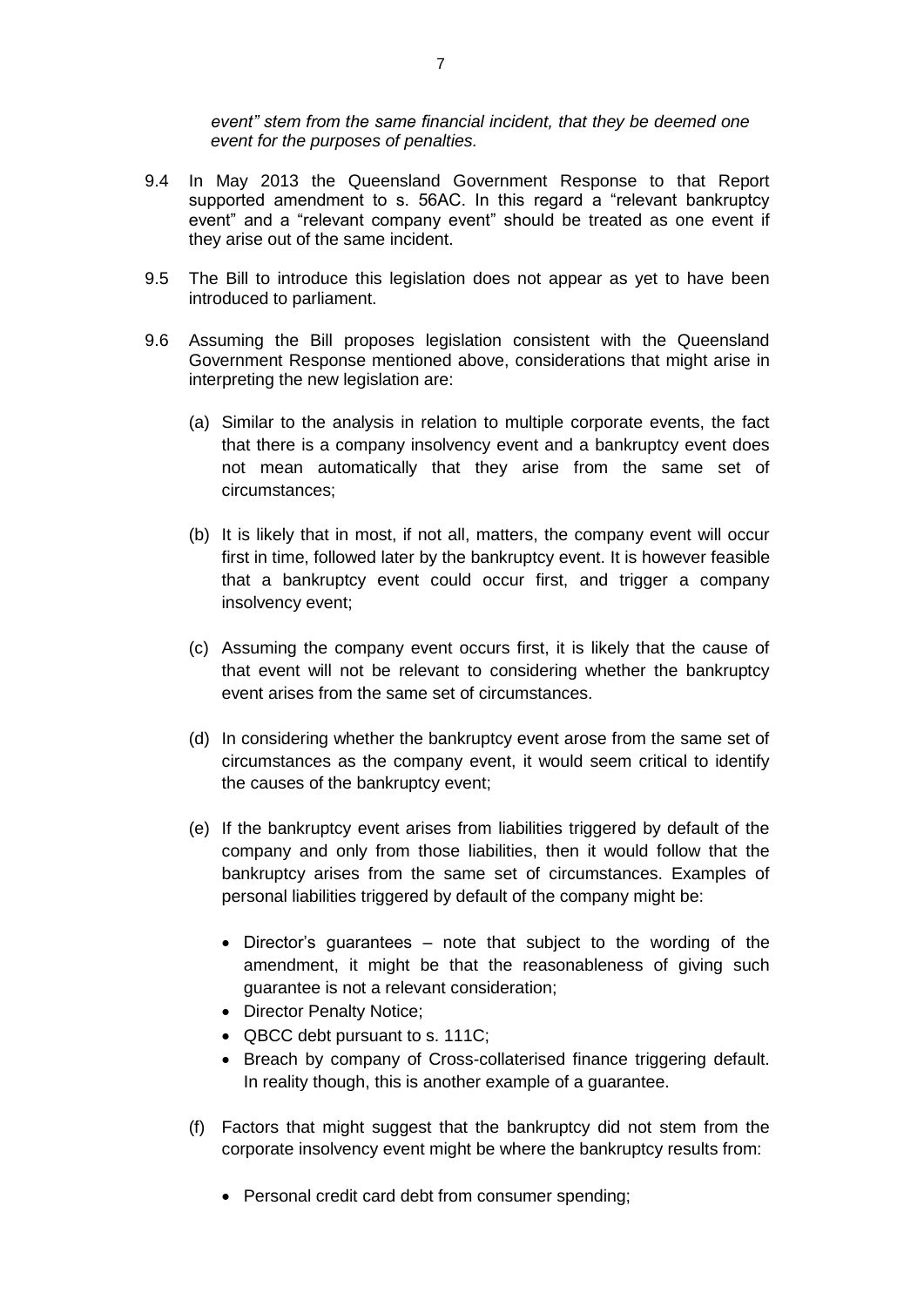*event" stem from the same financial incident, that they be deemed one event for the purposes of penalties.*

9.4 In May 2013 the Queensland Government Response to that Report supported amendment to s. 56AC. In this regard a "relevant bankruptcy event" and a "relevant company event" should be treated as one event if they arise out of the same incident.

9.5 The Bill to introduce this legislation does not appear as yet to have been introduced to parliament.

9.6 Assuming the Bill proposes legislation consistent with the Queensland Government Response mentioned above, considerations that might arise in interpreting the new legislation are:

(a) Similar to the analysis in relation to multiple corporate events, the fact that there is a company insolvency event and a bankruptcy event does not mean automatically that they arise from the same set of circumstances;

(b) It is likely that in most, if not all, matters, the company event will occur first in time, followed later by the bankruptcy event. It is however feasible that a bankruptcy event could occur first, and trigger a company insolvency event;

(c) Assuming the company event occurs first, it is likely that the cause of that event will not be relevant to considering whether the bankruptcy event arises from the same set of circumstances.

(d) In considering whether the bankruptcy event arose from the same set of circumstances as the company event, it would seem critical to identify the causes of the bankruptcy event;

(e) If the bankruptcy event arises from liabilities triggered by default of the company and only from those liabilities, then it would follow that the bankruptcy arises from the same set of circumstances. Examples of personal liabilities triggered by default of the company might be:

- Director's guarantees – note that subject to the wording of the amendment, it might be that the reasonableness of giving such guarantee is not a relevant consideration;
- Director Penalty Notice;
- QBCC debt pursuant to s. 111C;
- Breach by company of Cross-collaterised finance triggering default. In reality though, this is another example of a guarantee.

(f) Factors that might suggest that the bankruptcy did not stem from the corporate insolvency event might be where the bankruptcy results from:

- Personal credit card debt from consumer spending;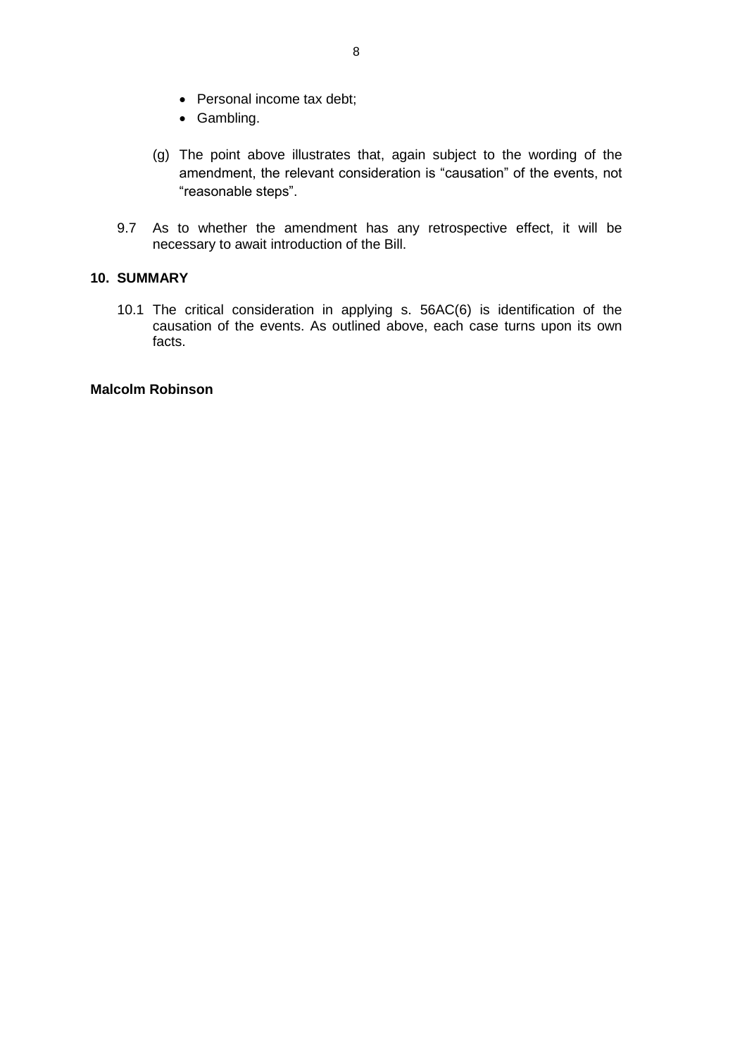- Personal income tax debt;
- Gambling.

(g) The point above illustrates that, again subject to the wording of the amendment, the relevant consideration is "causation" of the events, not "reasonable steps".

9.7 As to whether the amendment has any retrospective effect, it will be necessary to await introduction of the Bill.

## 10. SUMMARY

10.1 The critical consideration in applying s. 56AC(6) is identification of the causation of the events. As outlined above, each case turns upon its own facts.

**Malcolm Robinson**